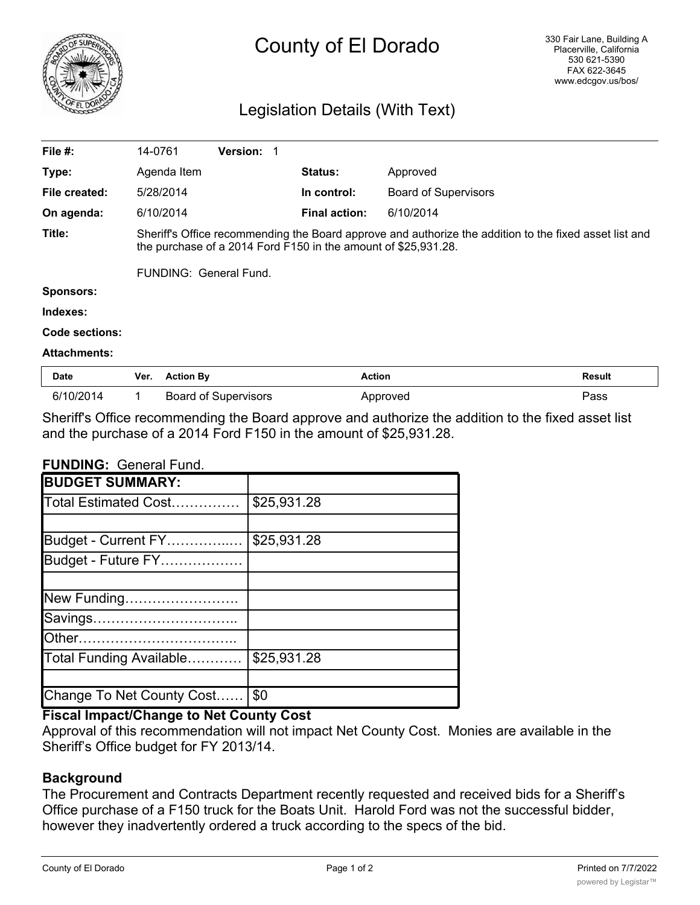# County of El Dorado

330 Fair Lane, Building A
Placerville, California
530 621-5390
FAX 622-3645
www.edcgov.us/bos/

## Legislation Details (With Text)

| | | | |
|---|---|---|---|
| **File #:** | 14-0761 **Version:** 1 | | |
| **Type:** | Agenda Item | **Status:** | Approved |
| **File created:** | 5/28/2014 | **In control:** | Board of Supervisors |
| **On agenda:** | 6/10/2014 | **Final action:** | 6/10/2014 |

**Title:** Sheriff's Office recommending the Board approve and authorize the addition to the fixed asset list and the purchase of a 2014 Ford F150 in the amount of $25,931.28.

FUNDING: General Fund.

**Sponsors:**

**Indexes:**

**Code sections:**

**Attachments:**

| Date | Ver. | Action By | Action | Result |
|---|---|---|---|---|
| 6/10/2014 | 1 | Board of Supervisors | Approved | Pass |

Sheriff's Office recommending the Board approve and authorize the addition to the fixed asset list and the purchase of a 2014 Ford F150 in the amount of $25,931.28.

**FUNDING:** General Fund.

| **BUDGET SUMMARY:** | |
|---|---|
| Total Estimated Cost…………… | $25,931.28 |
| | |
| Budget - Current FY……………… | $25,931.28 |
| Budget - Future FY……………… | |
| | |
| New Funding……………………. | |
| Savings………………………….. | |
| Other…………………………….. | |
| Total Funding Available………… | $25,931.28 |
| | |
| Change To Net County Cost…… | $0 |

**Fiscal Impact/Change to Net County Cost**

Approval of this recommendation will not impact Net County Cost. Monies are available in the Sheriff's Office budget for FY 2013/14.

**Background**

The Procurement and Contracts Department recently requested and received bids for a Sheriff's Office purchase of a F150 truck for the Boats Unit. Harold Ford was not the successful bidder, however they inadvertently ordered a truck according to the specs of the bid.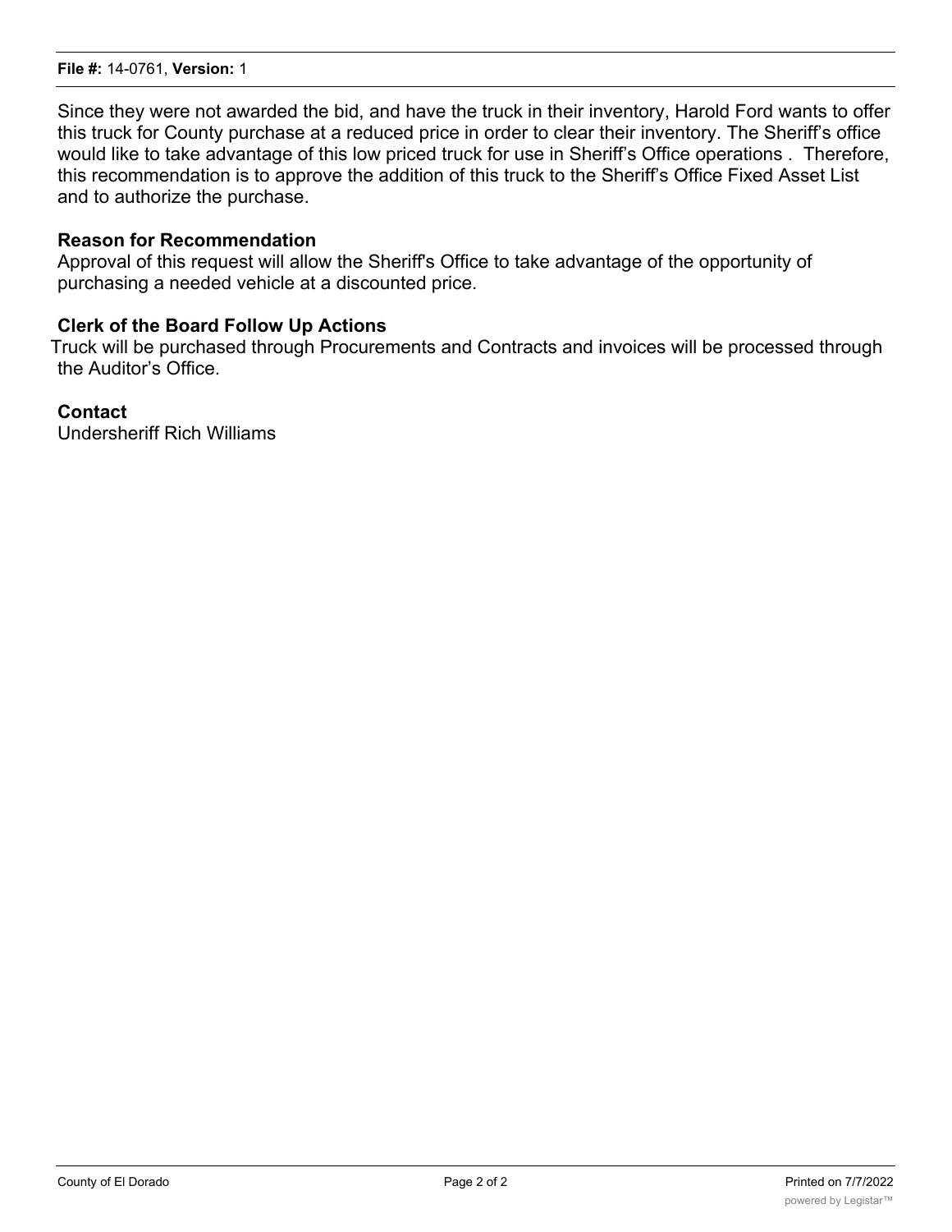Since they were not awarded the bid, and have the truck in their inventory, Harold Ford wants to offer this truck for County purchase at a reduced price in order to clear their inventory. The Sheriff's office would like to take advantage of this low priced truck for use in Sheriff's Office operations . Therefore, this recommendation is to approve the addition of this truck to the Sheriff's Office Fixed Asset List and to authorize the purchase.

## Reason for Recommendation

Approval of this request will allow the Sheriff's Office to take advantage of the opportunity of purchasing a needed vehicle at a discounted price.

## Clerk of the Board Follow Up Actions

Truck will be purchased through Procurements and Contracts and invoices will be processed through the Auditor's Office.

## Contact

Undersheriff Rich Williams